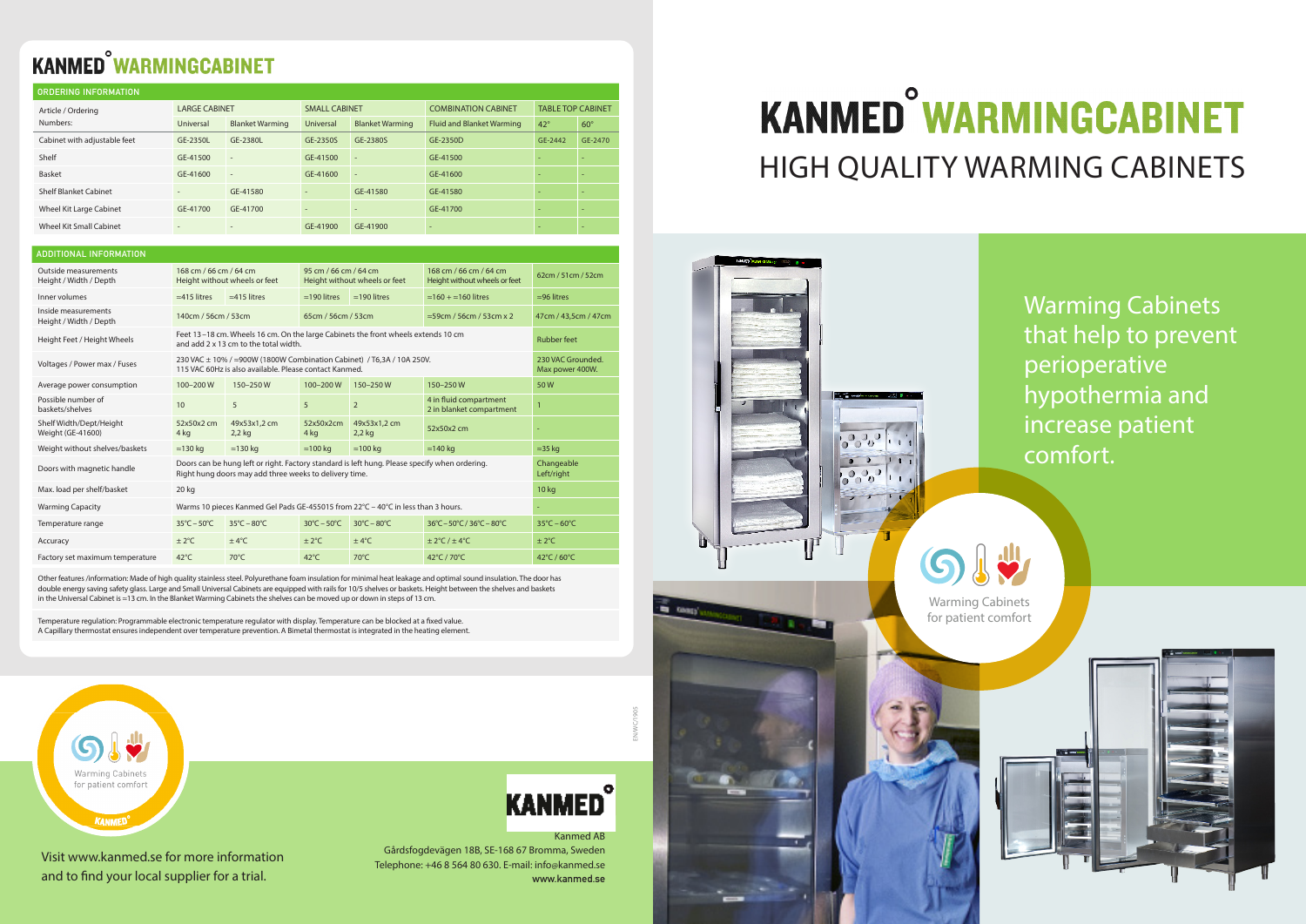# KANMED WARMINGCABINET

## ORDERING INFORMATION

| Article / Ordering Numbers: | LARGE CABINET | | SMALL CABINET | | COMBINATION CABINET | TABLE TOP CABINET | |
|---|---|---|---|---|---|---|---|
| | Universal | Blanket Warming | Universal | Blanket Warming | Fluid and Blanket Warming | 42° | 60° |
| Cabinet with adjustable feet | GE-2350L | GE-2380L | GE-2350S | GE-2380S | GE-2350D | GE-2442 | GE-2470 |
| Shelf | GE-41500 | - | GE-41500 | - | GE-41500 | - | - |
| Basket | GE-41600 | - | GE-41600 | - | GE-41600 | - | - |
| Shelf Blanket Cabinet | - | GE-41580 | - | GE-41580 | GE-41580 | - | - |
| Wheel Kit Large Cabinet | GE-41700 | GE-41700 | - | - | GE-41700 | - | - |
| Wheel Kit Small Cabinet | - | - | GE-41900 | GE-41900 | - | - | - |

## ADDITIONAL INFORMATION

| | | | | | | |
|---|---|---|---|---|---|---|
| Outside measurements Height / Width / Depth | 168 cm / 66 cm / 64 cm Height without wheels or feet | | 95 cm / 66 cm / 64 cm Height without wheels or feet | | 168 cm / 66 cm / 64 cm Height without wheels or feet | 62cm / 51cm / 52cm |
| Inner volumes | ≈415 litres | ≈415 litres | ≈190 litres | ≈190 litres | ≈160 + ≈160 litres | ≈96 litres |
| Inside measurements Height / Width / Depth | 140cm / 56cm / 53cm | | 65cm / 56cm / 53cm | | ≈59cm / 56cm / 53cm x 2 | 47cm / 43,5cm / 47cm |
| Height Feet / Height Wheels | Feet 13 –18 cm. Wheels 16 cm. On the large Cabinets the front wheels extends 10 cm and add 2 x 13 cm to the total width. | | | | | Rubber feet |
| Voltages / Power max / Fuses | 230 VAC ± 10% / ≈900W (1800W Combination Cabinet) / T6,3A / 10A 250V. 115 VAC 60Hz is also available. Please contact Kanmed. | | | | | 230 VAC Grounded. Max power 400W. |
| Average power consumption | 100–200 W | 150–250 W | 100–200 W | 150–250 W | 150–250 W | 50 W |
| Possible number of baskets/shelves | 10 | 5 | 5 | 2 | 4 in fluid compartment 2 in blanket compartment | 1 |
| Shelf Width/Dept/Height Weight (GE-41600) | 52x50x2 cm 4 kg | 49x53x1,2 cm 2,2 kg | 52x50x2cm 4 kg | 49x53x1,2 cm 2,2 kg | 52x50x2 cm | - |
| Weight without shelves/baskets | ≈130 kg | ≈130 kg | ≈100 kg | ≈100 kg | ≈140 kg | ≈35 kg |
| Doors with magnetic handle | Doors can be hung left or right. Factory standard is left hung. Please specify when ordering. Right hung doors may add three weeks to delivery time. | | | | | Changeable Left/right |
| Max. load per shelf/basket | 20 kg | | | | | 10 kg |
| Warming Capacity | Warms 10 pieces Kanmed Gel Pads GE-455015 from 22°C – 40°C in less than 3 hours. | | | | | - |
| Temperature range | 35°C – 50°C | 35°C – 80°C | 30°C – 50°C | 30°C – 80°C | 36°C – 50°C / 36°C – 80°C | 35°C – 60°C |
| Accuracy | ± 2°C | ± 4°C | ± 2°C | ± 4°C | ± 2°C / ± 4°C | ± 2°C |
| Factory set maximum temperature | 42°C | 70°C | 42°C | 70°C | 42°C / 70°C | 42°C / 60°C |

Other features /information: Made of high quality stainless steel. Polyurethane foam insulation for minimal heat leakage and optimal sound insulation. The door has double energy saving safety glass. Large and Small Universal Cabinets are equipped with rails for 10/5 shelves or baskets. Height between the shelves and baskets in the Universal Cabinet is ≈13 cm. In the Blanket Warming Cabinets the shelves can be moved up or down in steps of 13 cm.

Temperature regulation: Programmable electronic temperature regulator with display. Temperature can be blocked at a fixed value. A Capillary thermostat ensures independent over temperature prevention. A Bimetal thermostat is integrated in the heating element.

Warming Cabinets for patient comfort

KANMED

Visit www.kanmed.se for more information and to find your local supplier for a trial.

KANMED

Kanmed AB
Gårdsfogdevägen 18B, SE-168 67 Bromma, Sweden
Telephone: +46 8 564 80 630. E-mail: info@kanmed.se
www.kanmed.se

EN/WC/1905

# KANMED WARMINGCABINET

## HIGH QUALITY WARMING CABINETS

Warming Cabinets that help to prevent perioperative hypothermia and increase patient comfort.

Warming Cabinets for patient comfort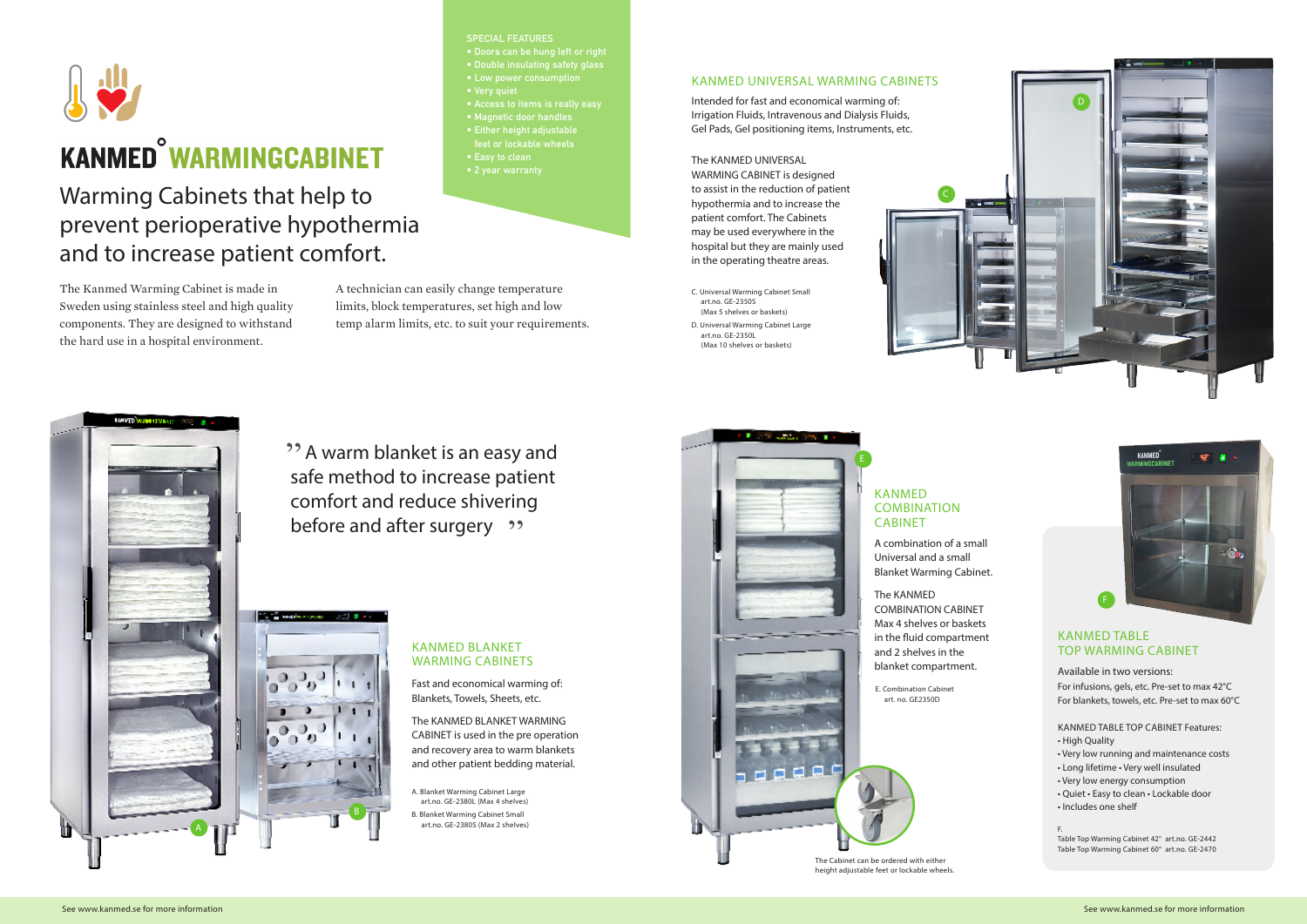# KANMED WARMINGCABINET

## Warming Cabinets that help to prevent perioperative hypothermia and to increase patient comfort.

The Kanmed Warming Cabinet is made in Sweden using stainless steel and high quality components. They are designed to withstand the hard use in a hospital environment.

A technician can easily change temperature limits, block temperatures, set high and low temp alarm limits, etc. to suit your requirements.

SPECIAL FEATURES

- Doors can be hung left or right
- Double insulating safety glass
- Low power consumption
- Very quiet
- Access to items is really easy
- Magnetic door handles
- Either height adjustable feet or lockable wheels
- Easy to clean
- 2 year warranty

## KANMED UNIVERSAL WARMING CABINETS

Intended for fast and economical warming of: Irrigation Fluids, Intravenous and Dialysis Fluids, Gel Pads, Gel positioning items, Instruments, etc.

The KANMED UNIVERSAL WARMING CABINET is designed to assist in the reduction of patient hypothermia and to increase the patient comfort. The Cabinets may be used everywhere in the hospital but they are mainly used in the operating theatre areas.

C. Universal Warming Cabinet Small
art.no. GE-2350S
(Max 5 shelves or baskets)

D. Universal Warming Cabinet Large
art.no. GE-2350L
(Max 10 shelves or baskets)

C

D

" A warm blanket is an easy and safe method to increase patient comfort and reduce shivering before and after surgery "

## KANMED BLANKET WARMING CABINETS

Fast and economical warming of: Blankets, Towels, Sheets, etc.

The KANMED BLANKET WARMING CABINET is used in the pre operation and recovery area to warm blankets and other patient bedding material.

A. Blanket Warming Cabinet Large
art.no. GE-2380L (Max 4 shelves)

B. Blanket Warming Cabinet Small
art.no. GE-2380S (Max 2 shelves)

A

B

## KANMED COMBINATION CABINET

A combination of a small Universal and a small Blanket Warming Cabinet.

The KANMED COMBINATION CABINET Max 4 shelves or baskets in the fluid compartment and 2 shelves in the blanket compartment.

E. Combination Cabinet
art. no. GE2350D

E

The Cabinet can be ordered with either height adjustable feet or lockable wheels.

## KANMED TABLE TOP WARMING CABINET

Available in two versions:
For infusions, gels, etc. Pre-set to max 42°C
For blankets, towels, etc. Pre-set to max 60°C

KANMED TABLE TOP CABINET Features:

- High Quality
- Very low running and maintenance costs
- Long lifetime • Very well insulated
- Very low energy consumption
- Quiet • Easy to clean • Lockable door
- Includes one shelf

F.
Table Top Warming Cabinet 42° art.no. GE-2442
Table Top Warming Cabinet 60° art.no. GE-2470

F

See www.kanmed.se for more information